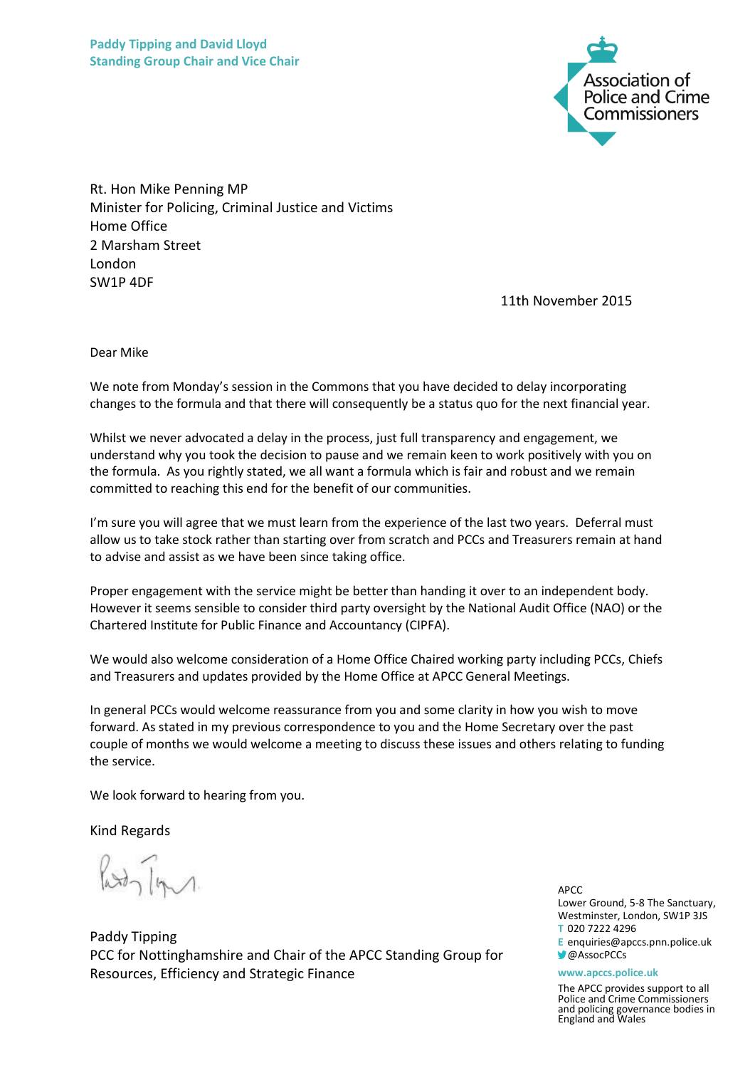Paddy Tipping and David Lloyd
Standing Group Chair and Vice Chair

Association of Police and Crime Commissioners

Rt. Hon Mike Penning MP
Minister for Policing, Criminal Justice and Victims
Home Office
2 Marsham Street
London
SW1P 4DF

11th November 2015

Dear Mike

We note from Monday's session in the Commons that you have decided to delay incorporating changes to the formula and that there will consequently be a status quo for the next financial year.

Whilst we never advocated a delay in the process, just full transparency and engagement, we understand why you took the decision to pause and we remain keen to work positively with you on the formula. As you rightly stated, we all want a formula which is fair and robust and we remain committed to reaching this end for the benefit of our communities.

I'm sure you will agree that we must learn from the experience of the last two years. Deferral must allow us to take stock rather than starting over from scratch and PCCs and Treasurers remain at hand to advise and assist as we have been since taking office.

Proper engagement with the service might be better than handing it over to an independent body. However it seems sensible to consider third party oversight by the National Audit Office (NAO) or the Chartered Institute for Public Finance and Accountancy (CIPFA).

We would also welcome consideration of a Home Office Chaired working party including PCCs, Chiefs and Treasurers and updates provided by the Home Office at APCC General Meetings.

In general PCCs would welcome reassurance from you and some clarity in how you wish to move forward. As stated in my previous correspondence to you and the Home Secretary over the past couple of months we would welcome a meeting to discuss these issues and others relating to funding the service.

We look forward to hearing from you.

Kind Regards

Paddy Tipping
PCC for Nottinghamshire and Chair of the APCC Standing Group for Resources, Efficiency and Strategic Finance

APCC
Lower Ground, 5-8 The Sanctuary, Westminster, London, SW1P 3JS
T 020 7222 4296
E enquiries@apccs.pnn.police.uk
@AssocPCCs
www.apccs.police.uk

The APCC provides support to all Police and Crime Commissioners and policing governance bodies in England and Wales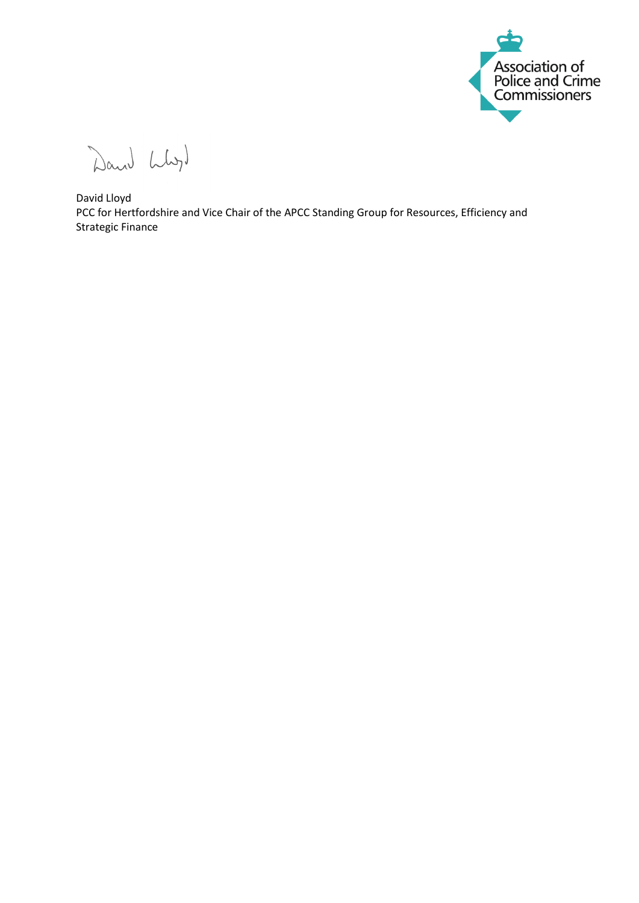David Lloyd
PCC for Hertfordshire and Vice Chair of the APCC Standing Group for Resources, Efficiency and Strategic Finance